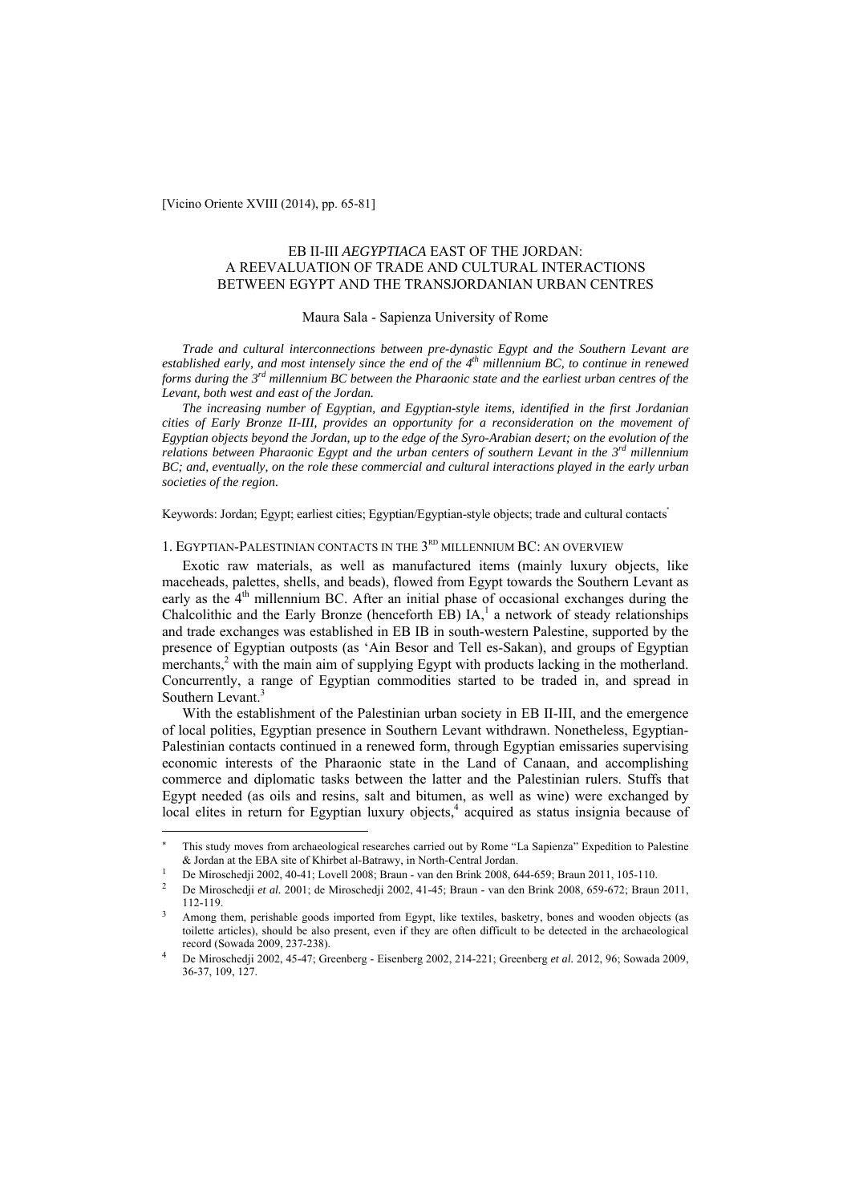[Vicino Oriente XVIII (2014), pp. 65-81]

# EB II-III *AEGYPTIACA* EAST OF THE JORDAN: A REEVALUATION OF TRADE AND CULTURAL INTERACTIONS BETWEEN EGYPT AND THE TRANSJORDANIAN URBAN CENTRES

Maura Sala - Sapienza University of Rome

*Trade and cultural interconnections between pre-dynastic Egypt and the Southern Levant are established early, and most intensely since the end of the 4th millennium BC, to continue in renewed forms during the 3rd millennium BC between the Pharaonic state and the earliest urban centres of the Levant, both west and east of the Jordan.*

*The increasing number of Egyptian, and Egyptian-style items, identified in the first Jordanian cities of Early Bronze II-III, provides an opportunity for a reconsideration on the movement of Egyptian objects beyond the Jordan, up to the edge of the Syro-Arabian desert; on the evolution of the relations between Pharaonic Egypt and the urban centers of southern Levant in the 3rd millennium BC; and, eventually, on the role these commercial and cultural interactions played in the early urban societies of the region.*

Keywords: Jordan; Egypt; earliest cities; Egyptian/Egyptian-style objects; trade and cultural contacts[*]

## 1. EGYPTIAN-PALESTINIAN CONTACTS IN THE 3RD MILLENNIUM BC: AN OVERVIEW

Exotic raw materials, as well as manufactured items (mainly luxury objects, like maceheads, palettes, shells, and beads), flowed from Egypt towards the Southern Levant as early as the 4th millennium BC. After an initial phase of occasional exchanges during the Chalcolithic and the Early Bronze (henceforth EB) IA,[1] a network of steady relationships and trade exchanges was established in EB IB in south-western Palestine, supported by the presence of Egyptian outposts (as 'Ain Besor and Tell es-Sakan), and groups of Egyptian merchants,[2] with the main aim of supplying Egypt with products lacking in the motherland. Concurrently, a range of Egyptian commodities started to be traded in, and spread in Southern Levant.[3]

With the establishment of the Palestinian urban society in EB II-III, and the emergence of local polities, Egyptian presence in Southern Levant withdrawn. Nonetheless, Egyptian-Palestinian contacts continued in a renewed form, through Egyptian emissaries supervising economic interests of the Pharaonic state in the Land of Canaan, and accomplishing commerce and diplomatic tasks between the latter and the Palestinian rulers. Stuffs that Egypt needed (as oils and resins, salt and bitumen, as well as wine) were exchanged by local elites in return for Egyptian luxury objects,[4] acquired as status insignia because of

---

[*] This study moves from archaeological researches carried out by Rome "La Sapienza" Expedition to Palestine & Jordan at the EBA site of Khirbet al-Batrawy, in North-Central Jordan.

[1] De Miroschedji 2002, 40-41; Lovell 2008; Braun - van den Brink 2008, 644-659; Braun 2011, 105-110.

[2] De Miroschedji *et al.* 2001; de Miroschedji 2002, 41-45; Braun - van den Brink 2008, 659-672; Braun 2011, 112-119.

[3] Among them, perishable goods imported from Egypt, like textiles, basketry, bones and wooden objects (as toilette articles), should be also present, even if they are often difficult to be detected in the archaeological record (Sowada 2009, 237-238).

[4] De Miroschedji 2002, 45-47; Greenberg - Eisenberg 2002, 214-221; Greenberg *et al.* 2012, 96; Sowada 2009, 36-37, 109, 127.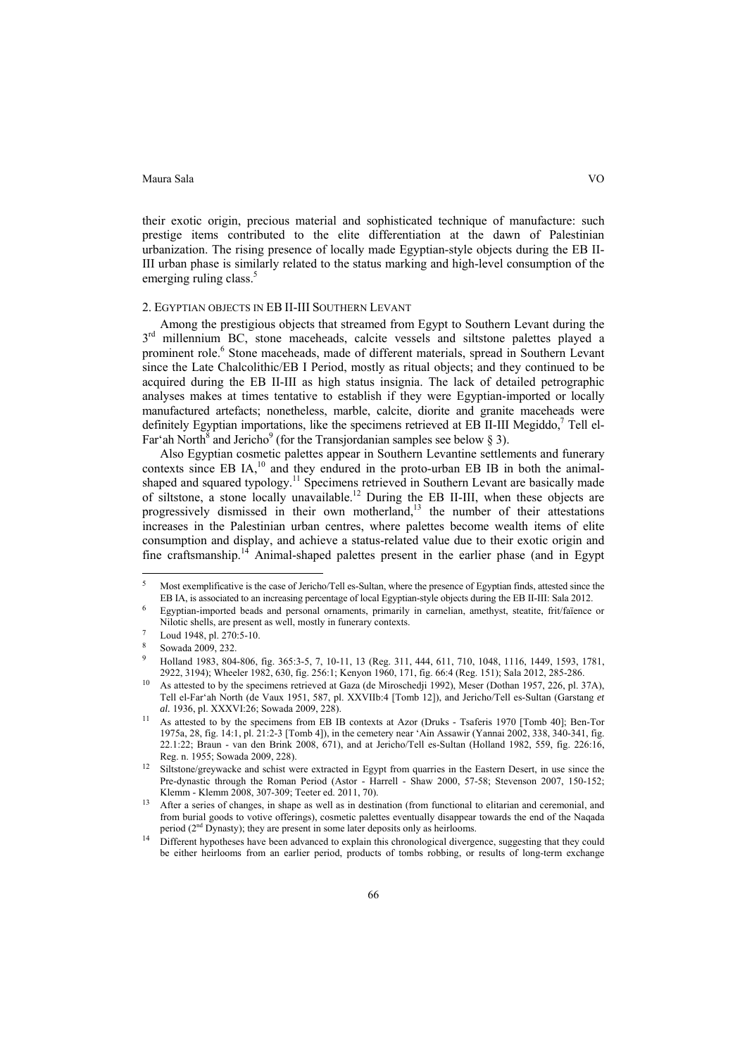their exotic origin, precious material and sophisticated technique of manufacture: such prestige items contributed to the elite differentiation at the dawn of Palestinian urbanization. The rising presence of locally made Egyptian-style objects during the EB II-III urban phase is similarly related to the status marking and high-level consumption of the emerging ruling class.[5]

## 2. Egyptian objects in EB II-III Southern Levant

Among the prestigious objects that streamed from Egypt to Southern Levant during the 3rd millennium BC, stone maceheads, calcite vessels and siltstone palettes played a prominent role.[6] Stone maceheads, made of different materials, spread in Southern Levant since the Late Chalcolithic/EB I Period, mostly as ritual objects; and they continued to be acquired during the EB II-III as high status insignia. The lack of detailed petrographic analyses makes at times tentative to establish if they were Egyptian-imported or locally manufactured artefacts; nonetheless, marble, calcite, diorite and granite maceheads were definitely Egyptian importations, like the specimens retrieved at EB II-III Megiddo,[7] Tell el-Far'ah North[8] and Jericho[9] (for the Transjordanian samples see below § 3).

Also Egyptian cosmetic palettes appear in Southern Levantine settlements and funerary contexts since EB IA,[10] and they endured in the proto-urban EB IB in both the animal-shaped and squared typology.[11] Specimens retrieved in Southern Levant are basically made of siltstone, a stone locally unavailable.[12] During the EB II-III, when these objects are progressively dismissed in their own motherland,[13] the number of their attestations increases in the Palestinian urban centres, where palettes become wealth items of elite consumption and display, and achieve a status-related value due to their exotic origin and fine craftsmanship.[14] Animal-shaped palettes present in the earlier phase (and in Egypt

---

5. Most exemplificative is the case of Jericho/Tell es-Sultan, where the presence of Egyptian finds, attested since the EB IA, is associated to an increasing percentage of local Egyptian-style objects during the EB II-III: Sala 2012.
6. Egyptian-imported beads and personal ornaments, primarily in carnelian, amethyst, steatite, frit/faïence or Nilotic shells, are present as well, mostly in funerary contexts.
7. Loud 1948, pl. 270:5-10.
8. Sowada 2009, 232.
9. Holland 1983, 804-806, fig. 365:3-5, 7, 10-11, 13 (Reg. 311, 444, 611, 710, 1048, 1116, 1449, 1593, 1781, 2922, 3194); Wheeler 1982, 630, fig. 256:1; Kenyon 1960, 171, fig. 66:4 (Reg. 151); Sala 2012, 285-286.
10. As attested to by the specimens retrieved at Gaza (de Miroschedji 1992), Meser (Dothan 1957, 226, pl. 37A), Tell el-Far'ah North (de Vaux 1951, 587, pl. XXVIIb:4 [Tomb 12]), and Jericho/Tell es-Sultan (Garstang *et al.* 1936, pl. XXXVI:26; Sowada 2009, 228).
11. As attested to by the specimens from EB IB contexts at Azor (Druks - Tsaferis 1970 [Tomb 40]; Ben-Tor 1975a, 28, fig. 14:1, pl. 21:2-3 [Tomb 4]), in the cemetery near 'Ain Assawir (Yannai 2002, 338, 340-341, fig. 22.1:22; Braun - van den Brink 2008, 671), and at Jericho/Tell es-Sultan (Holland 1982, 559, fig. 226:16, Reg. n. 1955; Sowada 2009, 228).
12. Siltstone/greywacke and schist were extracted in Egypt from quarries in the Eastern Desert, in use since the Pre-dynastic through the Roman Period (Astor - Harrell - Shaw 2000, 57-58; Stevenson 2007, 150-152; Klemm - Klemm 2008, 307-309; Teeter ed. 2011, 70).
13. After a series of changes, in shape as well as in destination (from functional to elitarian and ceremonial, and from burial goods to votive offerings), cosmetic palettes eventually disappear towards the end of the Naqada period (2nd Dynasty); they are present in some later deposits only as heirlooms.
14. Different hypotheses have been advanced to explain this chronological divergence, suggesting that they could be either heirlooms from an earlier period, products of tombs robbing, or results of long-term exchange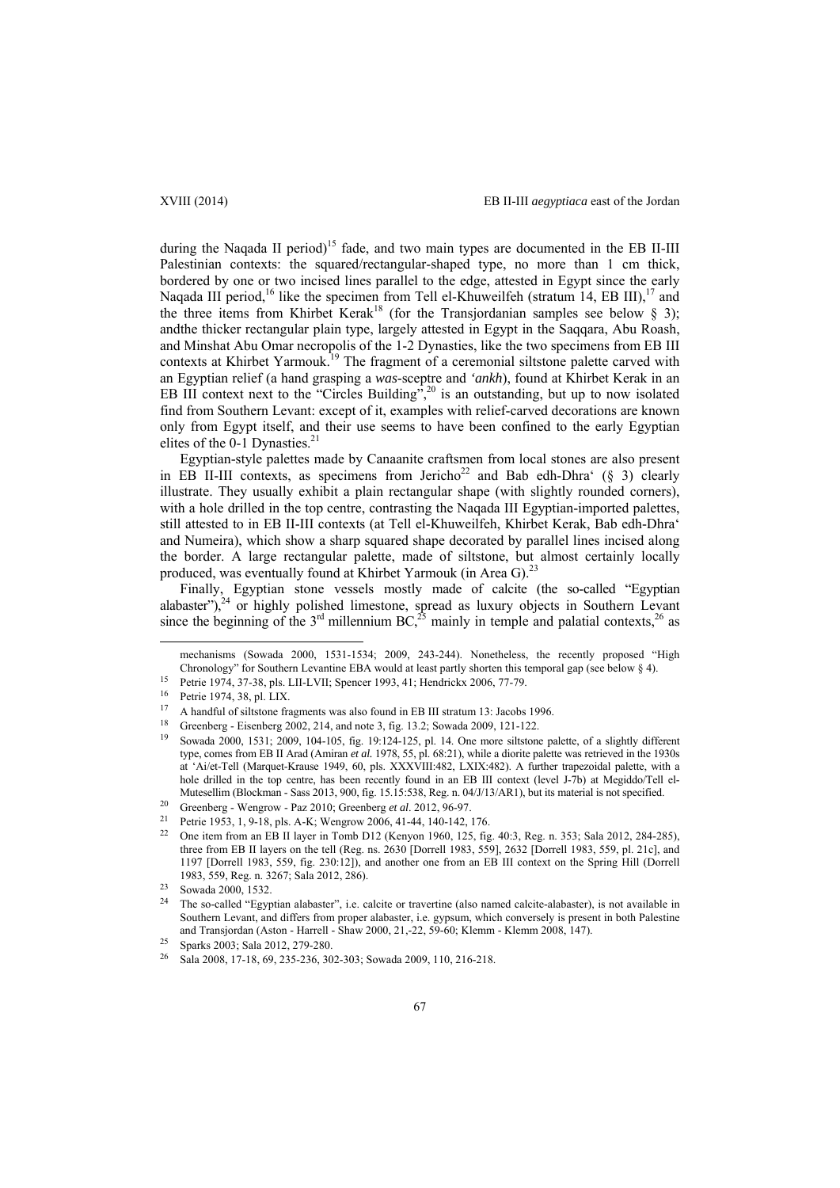during the Naqada II period)[15] fade, and two main types are documented in the EB II-III Palestinian contexts: the squared/rectangular-shaped type, no more than 1 cm thick, bordered by one or two incised lines parallel to the edge, attested in Egypt since the early Naqada III period,[16] like the specimen from Tell el-Khuweilfeh (stratum 14, EB III),[17] and the three items from Khirbet Kerak[18] (for the Transjordanian samples see below § 3); andthe thicker rectangular plain type, largely attested in Egypt in the Saqqara, Abu Roash, and Minshat Abu Omar necropolis of the 1-2 Dynasties, like the two specimens from EB III contexts at Khirbet Yarmouk.[19] The fragment of a ceremonial siltstone palette carved with an Egyptian relief (a hand grasping a *was*-sceptre and *'ankh*), found at Khirbet Kerak in an EB III context next to the "Circles Building",[20] is an outstanding, but up to now isolated find from Southern Levant: except of it, examples with relief-carved decorations are known only from Egypt itself, and their use seems to have been confined to the early Egyptian elites of the 0-1 Dynasties.[21]

Egyptian-style palettes made by Canaanite craftsmen from local stones are also present in EB II-III contexts, as specimens from Jericho[22] and Bab edh-Dhra' (§ 3) clearly illustrate. They usually exhibit a plain rectangular shape (with slightly rounded corners), with a hole drilled in the top centre, contrasting the Naqada III Egyptian-imported palettes, still attested to in EB II-III contexts (at Tell el-Khuweilfeh, Khirbet Kerak, Bab edh-Dhra' and Numeira), which show a sharp squared shape decorated by parallel lines incised along the border. A large rectangular palette, made of siltstone, but almost certainly locally produced, was eventually found at Khirbet Yarmouk (in Area G).[23]

Finally, Egyptian stone vessels mostly made of calcite (the so-called "Egyptian alabaster"),[24] or highly polished limestone, spread as luxury objects in Southern Levant since the beginning of the 3rd millennium BC,[25] mainly in temple and palatial contexts,[26] as

---

mechanisms (Sowada 2000, 1531-1534; 2009, 243-244). Nonetheless, the recently proposed "High Chronology" for Southern Levantine EBA would at least partly shorten this temporal gap (see below § 4).

[15] Petrie 1974, 37-38, pls. LII-LVII; Spencer 1993, 41; Hendrickx 2006, 77-79.

[16] Petrie 1974, 38, pl. LIX.

[17] A handful of siltstone fragments was also found in EB III stratum 13: Jacobs 1996.

[18] Greenberg - Eisenberg 2002, 214, and note 3, fig. 13.2; Sowada 2009, 121-122.

[19] Sowada 2000, 1531; 2009, 104-105, fig. 19:124-125, pl. 14. One more siltstone palette, of a slightly different type, comes from EB II Arad (Amiran *et al.* 1978, 55, pl. 68:21), while a diorite palette was retrieved in the 1930s at 'Ai/et-Tell (Marquet-Krause 1949, 60, pls. XXXVIII:482, LXIX:482). A further trapezoidal palette, with a hole drilled in the top centre, has been recently found in an EB III context (level J-7b) at Megiddo/Tell el-Mutesellim (Blockman - Sass 2013, 900, fig. 15.15:538, Reg. n. 04/J/13/AR1), but its material is not specified.

[20] Greenberg - Wengrow - Paz 2010; Greenberg *et al*. 2012, 96-97.

[21] Petrie 1953, 1, 9-18, pls. A-K; Wengrow 2006, 41-44, 140-142, 176.

[22] One item from an EB II layer in Tomb D12 (Kenyon 1960, 125, fig. 40:3, Reg. n. 353; Sala 2012, 284-285), three from EB II layers on the tell (Reg. ns. 2630 [Dorrell 1983, 559], 2632 [Dorrell 1983, 559, pl. 21c], and 1197 [Dorrell 1983, 559, fig. 230:12]), and another one from an EB III context on the Spring Hill (Dorrell 1983, 559, Reg. n. 3267; Sala 2012, 286).

[23] Sowada 2000, 1532.

[24] The so-called "Egyptian alabaster", i.e. calcite or travertine (also named calcite-alabaster), is not available in Southern Levant, and differs from proper alabaster, i.e. gypsum, which conversely is present in both Palestine and Transjordan (Aston - Harrell - Shaw 2000, 21,-22, 59-60; Klemm - Klemm 2008, 147).

[25] Sparks 2003; Sala 2012, 279-280.

[26] Sala 2008, 17-18, 69, 235-236, 302-303; Sowada 2009, 110, 216-218.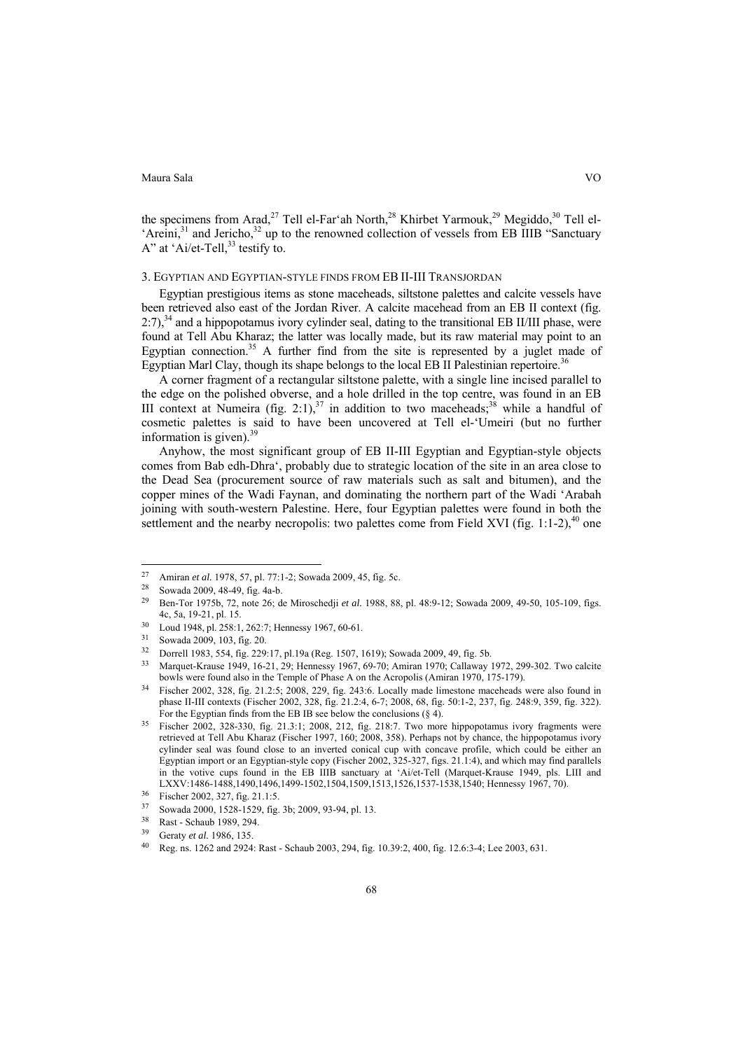the specimens from Arad,[27] Tell el-Far'ah North,[28] Khirbet Yarmouk,[29] Megiddo,[30] Tell el-'Areini,[31] and Jericho,[32] up to the renowned collection of vessels from EB IIIB "Sanctuary A" at 'Ai/et-Tell,[33] testify to.

## 3. Egyptian and Egyptian-style finds from EB II-III Transjordan

Egyptian prestigious items as stone maceheads, siltstone palettes and calcite vessels have been retrieved also east of the Jordan River. A calcite macehead from an EB II context (fig. 2:7),[34] and a hippopotamus ivory cylinder seal, dating to the transitional EB II/III phase, were found at Tell Abu Kharaz; the latter was locally made, but its raw material may point to an Egyptian connection.[35] A further find from the site is represented by a juglet made of Egyptian Marl Clay, though its shape belongs to the local EB II Palestinian repertoire.[36]

A corner fragment of a rectangular siltstone palette, with a single line incised parallel to the edge on the polished obverse, and a hole drilled in the top centre, was found in an EB III context at Numeira (fig. 2:1),[37] in addition to two maceheads;[38] while a handful of cosmetic palettes is said to have been uncovered at Tell el-'Umeiri (but no further information is given).[39]

Anyhow, the most significant group of EB II-III Egyptian and Egyptian-style objects comes from Bab edh-Dhra', probably due to strategic location of the site in an area close to the Dead Sea (procurement source of raw materials such as salt and bitumen), and the copper mines of the Wadi Faynan, and dominating the northern part of the Wadi 'Arabah joining with south-western Palestine. Here, four Egyptian palettes were found in both the settlement and the nearby necropolis: two palettes come from Field XVI (fig. 1:1-2),[40] one

---

[27] Amiran *et al.* 1978, 57, pl. 77:1-2; Sowada 2009, 45, fig. 5c.

[28] Sowada 2009, 48-49, fig. 4a-b.

[29] Ben-Tor 1975b, 72, note 26; de Miroschedji *et al.* 1988, 88, pl. 48:9-12; Sowada 2009, 49-50, 105-109, figs. 4c, 5a, 19-21, pl. 15.

[30] Loud 1948, pl. 258:1, 262:7; Hennessy 1967, 60-61.

[31] Sowada 2009, 103, fig. 20.

[32] Dorrell 1983, 554, fig. 229:17, pl.19a (Reg. 1507, 1619); Sowada 2009, 49, fig. 5b.

[33] Marquet-Krause 1949, 16-21, 29; Hennessy 1967, 69-70; Amiran 1970; Callaway 1972, 299-302. Two calcite bowls were found also in the Temple of Phase A on the Acropolis (Amiran 1970, 175-179).

[34] Fischer 2002, 328, fig. 21.2:5; 2008, 229, fig. 243:6. Locally made limestone maceheads were also found in phase II-III contexts (Fischer 2002, 328, fig. 21.2:4, 6-7; 2008, 68, fig. 50:1-2, 237, fig. 248:9, 359, fig. 322). For the Egyptian finds from the EB IB see below the conclusions (§ 4).

[35] Fischer 2002, 328-330, fig. 21.3:1; 2008, 212, fig. 218:7. Two more hippopotamus ivory fragments were retrieved at Tell Abu Kharaz (Fischer 1997, 160; 2008, 358). Perhaps not by chance, the hippopotamus ivory cylinder seal was found close to an inverted conical cup with concave profile, which could be either an Egyptian import or an Egyptian-style copy (Fischer 2002, 325-327, figs. 21.1:4), and which may find parallels in the votive cups found in the EB IIIB sanctuary at 'Ai/et-Tell (Marquet-Krause 1949, pls. LIII and LXXV:1486-1488,1490,1496,1499-1502,1504,1509,1513,1526,1537-1538,1540; Hennessy 1967, 70).

[36] Fischer 2002, 327, fig. 21.1:5.

[37] Sowada 2000, 1528-1529, fig. 3b; 2009, 93-94, pl. 13.

[38] Rast - Schaub 1989, 294.

[39] Geraty *et al.* 1986, 135.

[40] Reg. ns. 1262 and 2924: Rast - Schaub 2003, 294, fig. 10.39:2, 400, fig. 12.6:3-4; Lee 2003, 631.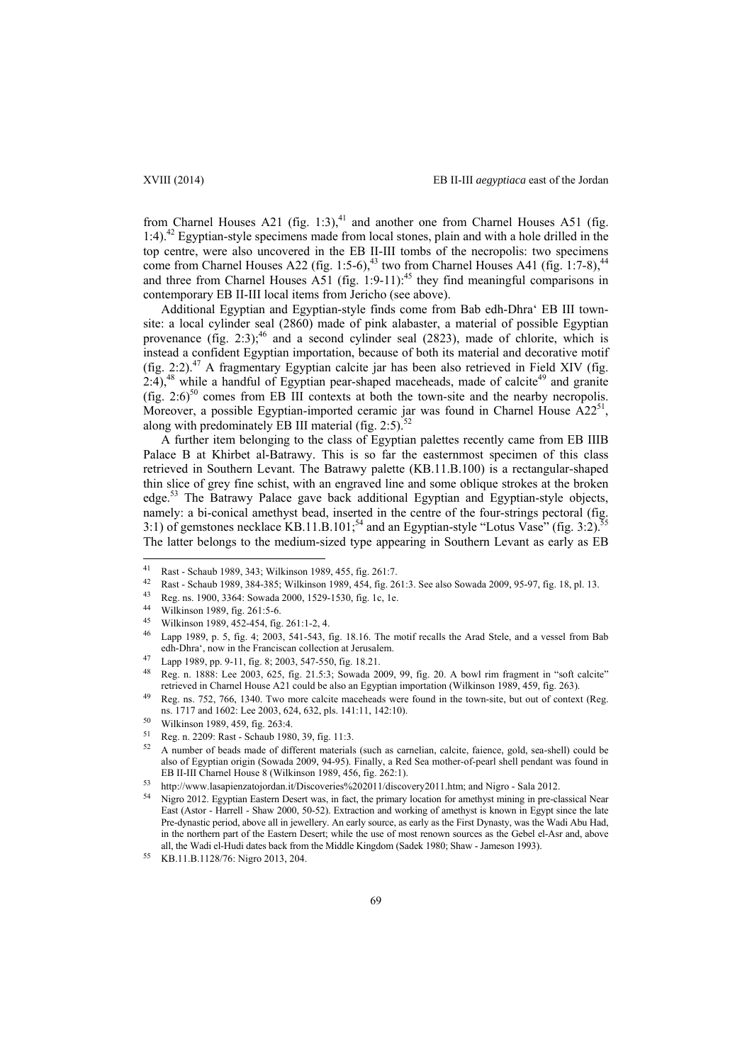from Charnel Houses A21 (fig. 1:3),[41] and another one from Charnel Houses A51 (fig. 1:4).[42] Egyptian-style specimens made from local stones, plain and with a hole drilled in the top centre, were also uncovered in the EB II-III tombs of the necropolis: two specimens come from Charnel Houses A22 (fig. 1:5-6),[43] two from Charnel Houses A41 (fig. 1:7-8),[44] and three from Charnel Houses A51 (fig. 1:9-11):[45] they find meaningful comparisons in contemporary EB II-III local items from Jericho (see above).

Additional Egyptian and Egyptian-style finds come from Bab edh-Dhra' EB III town-site: a local cylinder seal (2860) made of pink alabaster, a material of possible Egyptian provenance (fig. 2:3);[46] and a second cylinder seal (2823), made of chlorite, which is instead a confident Egyptian importation, because of both its material and decorative motif (fig. 2:2).[47] A fragmentary Egyptian calcite jar has been also retrieved in Field XIV (fig. 2:4),[48] while a handful of Egyptian pear-shaped maceheads, made of calcite[49] and granite (fig. 2:6)[50] comes from EB III contexts at both the town-site and the nearby necropolis. Moreover, a possible Egyptian-imported ceramic jar was found in Charnel House A22[51], along with predominately EB III material (fig. 2:5).[52]

A further item belonging to the class of Egyptian palettes recently came from EB IIIB Palace B at Khirbet al-Batrawy. This is so far the easternmost specimen of this class retrieved in Southern Levant. The Batrawy palette (KB.11.B.100) is a rectangular-shaped thin slice of grey fine schist, with an engraved line and some oblique strokes at the broken edge.[53] The Batrawy Palace gave back additional Egyptian and Egyptian-style objects, namely: a bi-conical amethyst bead, inserted in the centre of the four-strings pectoral (fig. 3:1) of gemstones necklace KB.11.B.101;[54] and an Egyptian-style "Lotus Vase" (fig. 3:2).[55] The latter belongs to the medium-sized type appearing in Southern Levant as early as EB

---

[41] Rast - Schaub 1989, 343; Wilkinson 1989, 455, fig. 261:7.

[42] Rast - Schaub 1989, 384-385; Wilkinson 1989, 454, fig. 261:3. See also Sowada 2009, 95-97, fig. 18, pl. 13.

[43] Reg. ns. 1900, 3364: Sowada 2000, 1529-1530, fig. 1c, 1e.

[44] Wilkinson 1989, fig. 261:5-6.

[45] Wilkinson 1989, 452-454, fig. 261:1-2, 4.

[46] Lapp 1989, p. 5, fig. 4; 2003, 541-543, fig. 18.16. The motif recalls the Arad Stele, and a vessel from Bab edh-Dhra', now in the Franciscan collection at Jerusalem.

[47] Lapp 1989, pp. 9-11, fig. 8; 2003, 547-550, fig. 18.21.

[48] Reg. n. 1888: Lee 2003, 625, fig. 21.5:3; Sowada 2009, 99, fig. 20. A bowl rim fragment in "soft calcite" retrieved in Charnel House A21 could be also an Egyptian importation (Wilkinson 1989, 459, fig. 263).

[49] Reg. ns. 752, 766, 1340. Two more calcite maceheads were found in the town-site, but out of context (Reg. ns. 1717 and 1602: Lee 2003, 624, 632, pls. 141:11, 142:10).

[50] Wilkinson 1989, 459, fig. 263:4.

[51] Reg. n. 2209: Rast - Schaub 1980, 39, fig. 11:3.

[52] A number of beads made of different materials (such as carnelian, calcite, faience, gold, sea-shell) could be also of Egyptian origin (Sowada 2009, 94-95). Finally, a Red Sea mother-of-pearl shell pendant was found in EB II-III Charnel House 8 (Wilkinson 1989, 456, fig. 262:1).

[53] http://www.lasapienzatojordan.it/Discoveries%202011/discovery2011.htm; and Nigro - Sala 2012.

[54] Nigro 2012. Egyptian Eastern Desert was, in fact, the primary location for amethyst mining in pre-classical Near East (Astor - Harrell - Shaw 2000, 50-52). Extraction and working of amethyst is known in Egypt since the late Pre-dynastic period, above all in jewellery. An early source, as early as the First Dynasty, was the Wadi Abu Had, in the northern part of the Eastern Desert; while the use of most renown sources as the Gebel el-Asr and, above all, the Wadi el-Hudi dates back from the Middle Kingdom (Sadek 1980; Shaw - Jameson 1993).

[55] KB.11.B.1128/76: Nigro 2013, 204.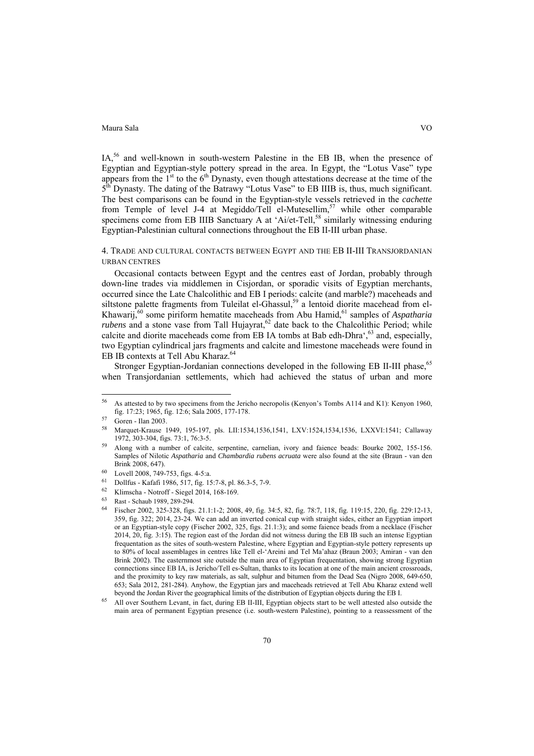IA,[56] and well-known in south-western Palestine in the EB IB, when the presence of Egyptian and Egyptian-style pottery spread in the area. In Egypt, the "Lotus Vase" type appears from the 1st to the 6th Dynasty, even though attestations decrease at the time of the 5th Dynasty. The dating of the Batrawy "Lotus Vase" to EB IIIB is, thus, much significant. The best comparisons can be found in the Egyptian-style vessels retrieved in the *cachette* from Temple of level J-4 at Megiddo/Tell el-Mutesellim,[57] while other comparable specimens come from EB IIIB Sanctuary A at 'Ai/et-Tell,[58] similarly witnessing enduring Egyptian-Palestinian cultural connections throughout the EB II-III urban phase.

## 4. Trade and cultural contacts between Egypt and the EB II-III Transjordanian urban centres

Occasional contacts between Egypt and the centres east of Jordan, probably through down-line trades via middlemen in Cisjordan, or sporadic visits of Egyptian merchants, occurred since the Late Chalcolithic and EB I periods: calcite (and marble?) maceheads and siltstone palette fragments from Tuleilat el-Ghassul,[59] a lentoid diorite macehead from el-Khawarij,[60] some piriform hematite maceheads from Abu Hamid,[61] samples of *Aspatharia rubens* and a stone vase from Tall Hujayrat,[62] date back to the Chalcolithic Period; while calcite and diorite maceheads come from EB IA tombs at Bab edh-Dhra',[63] and, especially, two Egyptian cylindrical jars fragments and calcite and limestone maceheads were found in EB IB contexts at Tell Abu Kharaz.[64]

Stronger Egyptian-Jordanian connections developed in the following EB II-III phase,[65] when Transjordanian settlements, which had achieved the status of urban and more

---

[56] As attested to by two specimens from the Jericho necropolis (Kenyon's Tombs A114 and K1): Kenyon 1960, fig. 17:23; 1965, fig. 12:6; Sala 2005, 177-178.

[57] Goren - Ilan 2003.

[58] Marquet-Krause 1949, 195-197, pls. LII:1534,1536,1541, LXV:1524,1534,1536, LXXVI:1541; Callaway 1972, 303-304, figs. 73:1, 76:3-5.

[59] Along with a number of calcite, serpentine, carnelian, ivory and faience beads: Bourke 2002, 155-156. Samples of Nilotic *Aspatharia* and *Chambardia rubens acruata* were also found at the site (Braun - van den Brink 2008, 647).

[60] Lovell 2008, 749-753, figs. 4-5:a.

[61] Dollfus - Kafafi 1986, 517, fig. 15:7-8, pl. 86.3-5, 7-9.

[62] Klimscha - Notroff - Siegel 2014, 168-169.

[63] Rast - Schaub 1989, 289-294.

[64] Fischer 2002, 325-328, figs. 21.1:1-2; 2008, 49, fig. 34:5, 82, fig. 78:7, 118, fig. 119:15, 220, fig. 229:12-13, 359, fig. 322; 2014, 23-24. We can add an inverted conical cup with straight sides, either an Egyptian import or an Egyptian-style copy (Fischer 2002, 325, figs. 21.1:3); and some faience beads from a necklace (Fischer 2014, 20, fig. 3:15). The region east of the Jordan did not witness during the EB IB such an intense Egyptian frequentation as the sites of south-western Palestine, where Egyptian and Egyptian-style pottery represents up to 80% of local assemblages in centres like Tell el-'Areini and Tel Ma'ahaz (Braun 2003; Amiran - van den Brink 2002). The easternmost site outside the main area of Egyptian frequentation, showing strong Egyptian connections since EB IA, is Jericho/Tell es-Sultan, thanks to its location at one of the main ancient crossroads, and the proximity to key raw materials, as salt, sulphur and bitumen from the Dead Sea (Nigro 2008, 649-650, 653; Sala 2012, 281-284). Anyhow, the Egyptian jars and maceheads retrieved at Tell Abu Kharaz extend well beyond the Jordan River the geographical limits of the distribution of Egyptian objects during the EB I.

[65] All over Southern Levant, in fact, during EB II-III, Egyptian objects start to be well attested also outside the main area of permanent Egyptian presence (i.e. south-western Palestine), pointing to a reassessment of the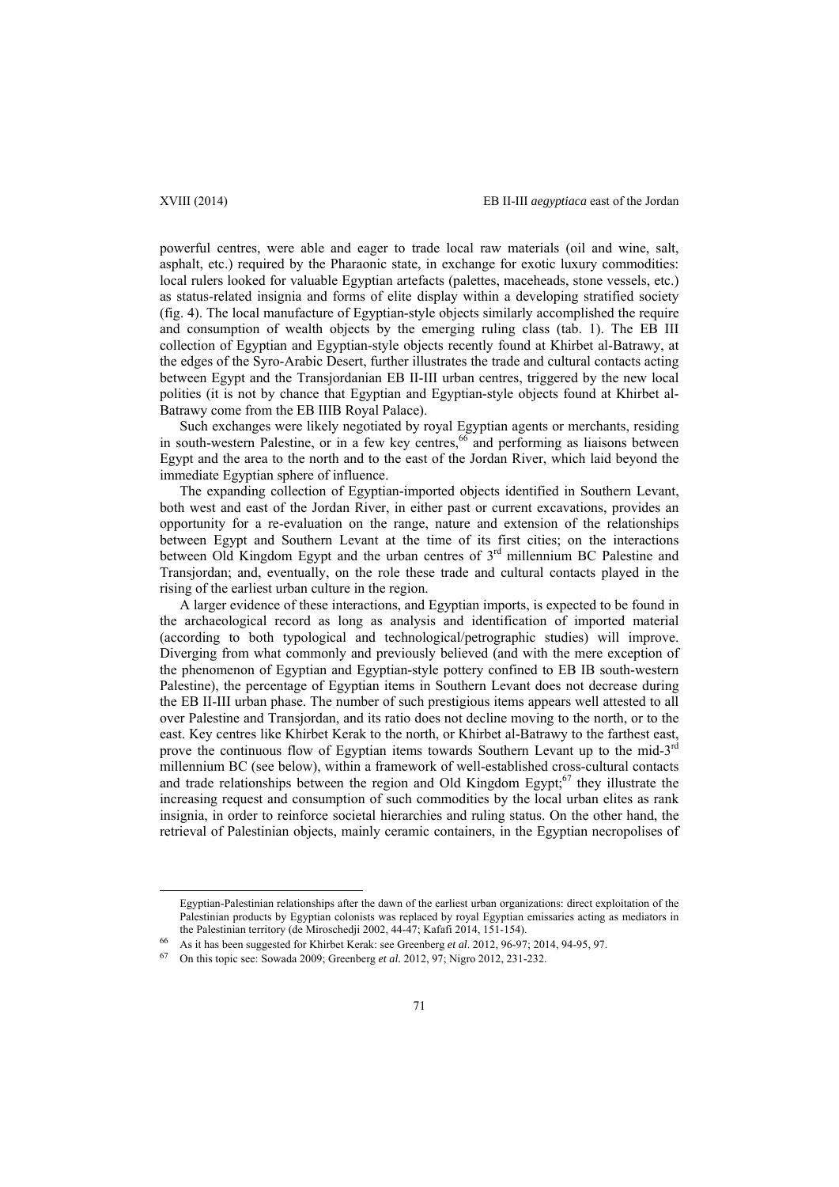powerful centres, were able and eager to trade local raw materials (oil and wine, salt, asphalt, etc.) required by the Pharaonic state, in exchange for exotic luxury commodities: local rulers looked for valuable Egyptian artefacts (palettes, maceheads, stone vessels, etc.) as status-related insignia and forms of elite display within a developing stratified society (fig. 4). The local manufacture of Egyptian-style objects similarly accomplished the require and consumption of wealth objects by the emerging ruling class (tab. 1). The EB III collection of Egyptian and Egyptian-style objects recently found at Khirbet al-Batrawy, at the edges of the Syro-Arabic Desert, further illustrates the trade and cultural contacts acting between Egypt and the Transjordanian EB II-III urban centres, triggered by the new local polities (it is not by chance that Egyptian and Egyptian-style objects found at Khirbet al-Batrawy come from the EB IIIB Royal Palace).

Such exchanges were likely negotiated by royal Egyptian agents or merchants, residing in south-western Palestine, or in a few key centres,[66] and performing as liaisons between Egypt and the area to the north and to the east of the Jordan River, which laid beyond the immediate Egyptian sphere of influence.

The expanding collection of Egyptian-imported objects identified in Southern Levant, both west and east of the Jordan River, in either past or current excavations, provides an opportunity for a re-evaluation on the range, nature and extension of the relationships between Egypt and Southern Levant at the time of its first cities; on the interactions between Old Kingdom Egypt and the urban centres of 3rd millennium BC Palestine and Transjordan; and, eventually, on the role these trade and cultural contacts played in the rising of the earliest urban culture in the region.

A larger evidence of these interactions, and Egyptian imports, is expected to be found in the archaeological record as long as analysis and identification of imported material (according to both typological and technological/petrographic studies) will improve. Diverging from what commonly and previously believed (and with the mere exception of the phenomenon of Egyptian and Egyptian-style pottery confined to EB IB south-western Palestine), the percentage of Egyptian items in Southern Levant does not decrease during the EB II-III urban phase. The number of such prestigious items appears well attested to all over Palestine and Transjordan, and its ratio does not decline moving to the north, or to the east. Key centres like Khirbet Kerak to the north, or Khirbet al-Batrawy to the farthest east, prove the continuous flow of Egyptian items towards Southern Levant up to the mid-3rd millennium BC (see below), within a framework of well-established cross-cultural contacts and trade relationships between the region and Old Kingdom Egypt;[67] they illustrate the increasing request and consumption of such commodities by the local urban elites as rank insignia, in order to reinforce societal hierarchies and ruling status. On the other hand, the retrieval of Palestinian objects, mainly ceramic containers, in the Egyptian necropolises of

---

Egyptian-Palestinian relationships after the dawn of the earliest urban organizations: direct exploitation of the Palestinian products by Egyptian colonists was replaced by royal Egyptian emissaries acting as mediators in the Palestinian territory (de Miroschedji 2002, 44-47; Kafafi 2014, 151-154).

[66] As it has been suggested for Khirbet Kerak: see Greenberg *et al*. 2012, 96-97; 2014, 94-95, 97.

[67] On this topic see: Sowada 2009; Greenberg *et al.* 2012, 97; Nigro 2012, 231-232.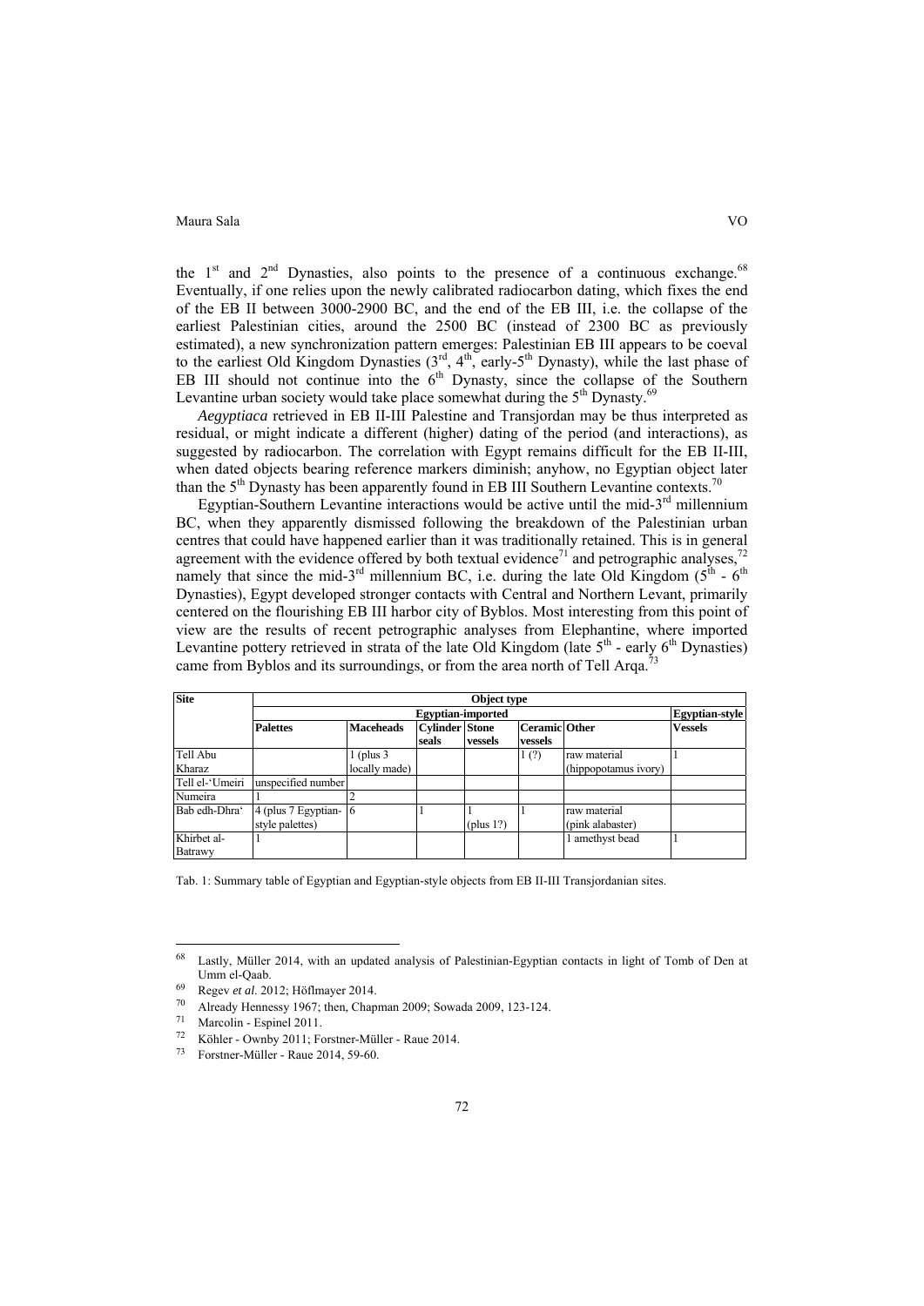the 1st and 2nd Dynasties, also points to the presence of a continuous exchange.[68] Eventually, if one relies upon the newly calibrated radiocarbon dating, which fixes the end of the EB II between 3000-2900 BC, and the end of the EB III, i.e. the collapse of the earliest Palestinian cities, around the 2500 BC (instead of 2300 BC as previously estimated), a new synchronization pattern emerges: Palestinian EB III appears to be coeval to the earliest Old Kingdom Dynasties (3rd, 4th, early-5th Dynasty), while the last phase of EB III should not continue into the 6th Dynasty, since the collapse of the Southern Levantine urban society would take place somewhat during the 5th Dynasty.[69]

*Aegyptiaca* retrieved in EB II-III Palestine and Transjordan may be thus interpreted as residual, or might indicate a different (higher) dating of the period (and interactions), as suggested by radiocarbon. The correlation with Egypt remains difficult for the EB II-III, when dated objects bearing reference markers diminish; anyhow, no Egyptian object later than the 5th Dynasty has been apparently found in EB III Southern Levantine contexts.[70]

Egyptian-Southern Levantine interactions would be active until the mid-3rd millennium BC, when they apparently dismissed following the breakdown of the Palestinian urban centres that could have happened earlier than it was traditionally retained. This is in general agreement with the evidence offered by both textual evidence[71] and petrographic analyses,[72] namely that since the mid-3rd millennium BC, i.e. during the late Old Kingdom (5th - 6th Dynasties), Egypt developed stronger contacts with Central and Northern Levant, primarily centered on the flourishing EB III harbor city of Byblos. Most interesting from this point of view are the results of recent petrographic analyses from Elephantine, where imported Levantine pottery retrieved in strata of the late Old Kingdom (late 5th - early 6th Dynasties) came from Byblos and its surroundings, or from the area north of Tell Arqa.[73]

| **Site** | **Object type** | | | | | | |
|---|---|---|---|---|---|---|---|
| | **Egyptian-imported** | | | | | | **Egyptian-style** |
| | **Palettes** | **Maceheads** | **Cylinder seals** | **Stone vessels** | **Ceramic vessels** | **Other** | **Vessels** |
| Tell Abu Kharaz | | 1 (plus 3 locally made) | | | 1 (?) | raw material (hippopotamus ivory) | 1 |
| Tell el-'Umeiri | unspecified number | | | | | | |
| Numeira | 1 | 2 | | | | | |
| Bab edh-Dhra' | 4 (plus 7 Egyptian-style palettes) | 6 | 1 | 1 (plus 1?) | 1 | raw material (pink alabaster) | |
| Khirbet al-Batrawy | 1 | | | | | 1 amethyst bead | 1 |

Tab. 1: Summary table of Egyptian and Egyptian-style objects from EB II-III Transjordanian sites.

---

[68] Lastly, Müller 2014, with an updated analysis of Palestinian-Egyptian contacts in light of Tomb of Den at Umm el-Qaab.

[69] Regev *et al.* 2012; Höflmayer 2014.

[70] Already Hennessy 1967; then, Chapman 2009; Sowada 2009, 123-124.

[71] Marcolin - Espinel 2011.

[72] Köhler - Ownby 2011; Forstner-Müller - Raue 2014.

[73] Forstner-Müller - Raue 2014, 59-60.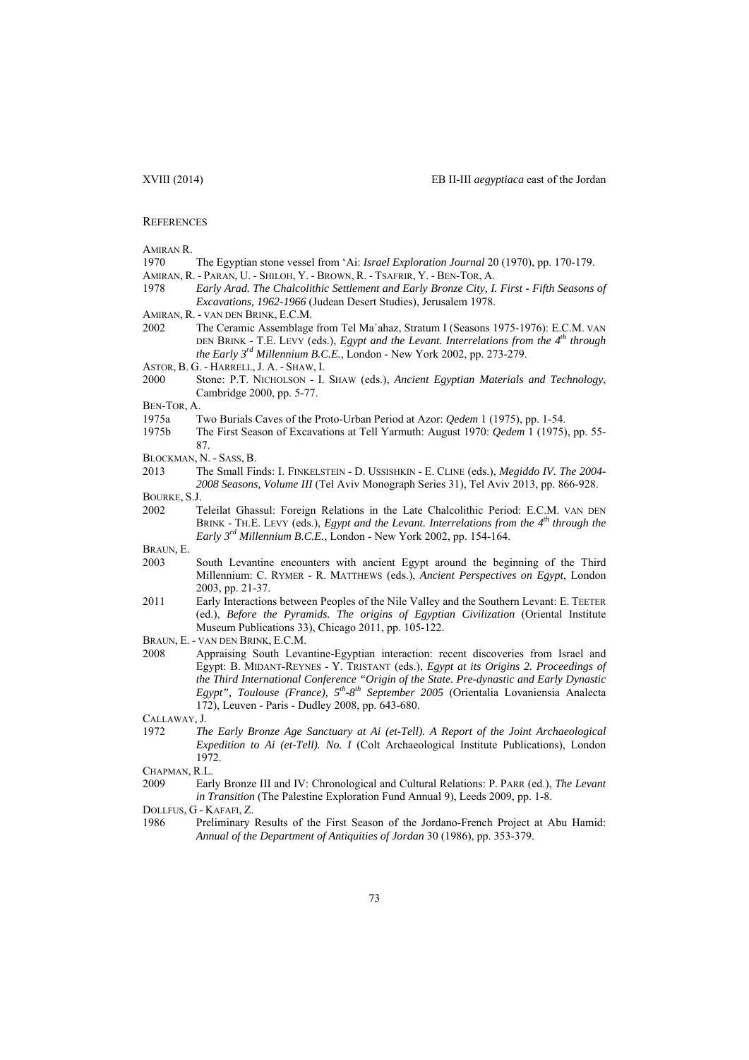## References

AMIRAN R.

1970 The Egyptian stone vessel from 'Ai: *Israel Exploration Journal* 20 (1970), pp. 170-179.

AMIRAN, R. - PARAN, U. - SHILOH, Y. - BROWN, R. - TSAFRIR, Y. - BEN-TOR, A.

1978 *Early Arad. The Chalcolithic Settlement and Early Bronze City, I. First - Fifth Seasons of Excavations, 1962-1966* (Judean Desert Studies), Jerusalem 1978.

AMIRAN, R. - VAN DEN BRINK, E.C.M.

2002 The Ceramic Assemblage from Tel Maʾahaz, Stratum I (Seasons 1975-1976): E.C.M. VAN DEN BRINK - T.E. LEVY (eds.), *Egypt and the Levant. Interrelations from the 4th through the Early 3rd Millennium B.C.E.*, London - New York 2002, pp. 273-279.

ASTOR, B. G. - HARRELL, J. A. - SHAW, I.

2000 Stone: P.T. NICHOLSON - I. SHAW (eds.), *Ancient Egyptian Materials and Technology*, Cambridge 2000, pp. 5-77.

BEN-TOR, A.

1975a Two Burials Caves of the Proto-Urban Period at Azor: *Qedem* 1 (1975), pp. 1-54.

1975b The First Season of Excavations at Tell Yarmuth: August 1970: *Qedem* 1 (1975), pp. 55-87.

BLOCKMAN, N. - SASS, B.

2013 The Small Finds: I. FINKELSTEIN - D. USSISHKIN - E. CLINE (eds.), *Megiddo IV. The 2004-2008 Seasons, Volume III* (Tel Aviv Monograph Series 31), Tel Aviv 2013, pp. 866-928.

BOURKE, S.J.

2002 Teleilat Ghassul: Foreign Relations in the Late Chalcolithic Period: E.C.M. VAN DEN BRINK - TH.E. LEVY (eds.), *Egypt and the Levant. Interrelations from the 4th through the Early 3rd Millennium B.C.E.*, London - New York 2002, pp. 154-164.

BRAUN, E.

2003 South Levantine encounters with ancient Egypt around the beginning of the Third Millennium: C. RYMER - R. MATTHEWS (eds.), *Ancient Perspectives on Egypt*, London 2003, pp. 21-37.

2011 Early Interactions between Peoples of the Nile Valley and the Southern Levant: E. TEETER (ed.), *Before the Pyramids. The origins of Egyptian Civilization* (Oriental Institute Museum Publications 33), Chicago 2011, pp. 105-122.

BRAUN, E. - VAN DEN BRINK, E.C.M.

2008 Appraising South Levantine-Egyptian interaction: recent discoveries from Israel and Egypt: B. MIDANT-REYNES - Y. TRISTANT (eds.), *Egypt at its Origins 2. Proceedings of the Third International Conference "Origin of the State. Pre-dynastic and Early Dynastic Egypt", Toulouse (France), 5th-8th September 2005* (Orientalia Lovaniensia Analecta 172), Leuven - Paris - Dudley 2008, pp. 643-680.

CALLAWAY, J.

1972 *The Early Bronze Age Sanctuary at Ai (et-Tell). A Report of the Joint Archaeological Expedition to Ai (et-Tell). No. I* (Colt Archaeological Institute Publications), London 1972.

CHAPMAN, R.L.

2009 Early Bronze III and IV: Chronological and Cultural Relations: P. PARR (ed.), *The Levant in Transition* (The Palestine Exploration Fund Annual 9), Leeds 2009, pp. 1-8.

DOLLFUS, G - KAFAFI, Z.

1986 Preliminary Results of the First Season of the Jordano-French Project at Abu Hamid: *Annual of the Department of Antiquities of Jordan* 30 (1986), pp. 353-379.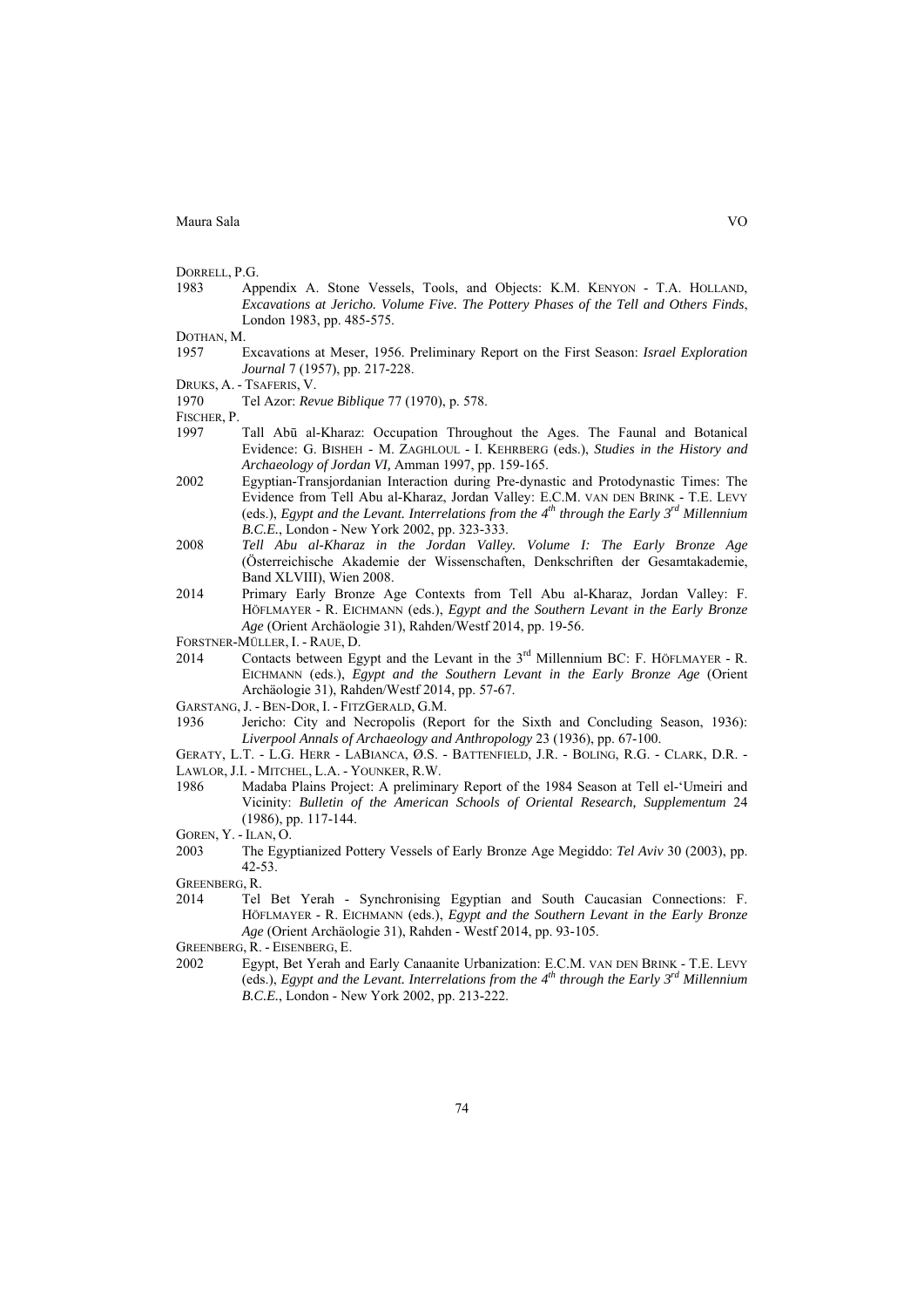DORRELL, P.G.

1983 Appendix A. Stone Vessels, Tools, and Objects: K.M. KENYON - T.A. HOLLAND, *Excavations at Jericho. Volume Five. The Pottery Phases of the Tell and Others Finds*, London 1983, pp. 485-575.

DOTHAN, M.

1957 Excavations at Meser, 1956. Preliminary Report on the First Season: *Israel Exploration Journal* 7 (1957), pp. 217-228.

DRUKS, A. - TSAFERIS, V.

1970 Tel Azor: *Revue Biblique* 77 (1970), p. 578.

FISCHER, P.

1997 Tall Abū al-Kharaz: Occupation Throughout the Ages. The Faunal and Botanical Evidence: G. BISHEH - M. ZAGHLOUL - I. KEHRBERG (eds.), *Studies in the History and Archaeology of Jordan VI,* Amman 1997, pp. 159-165.

2002 Egyptian-Transjordanian Interaction during Pre-dynastic and Protodynastic Times: The Evidence from Tell Abu al-Kharaz, Jordan Valley: E.C.M. VAN DEN BRINK - T.E. LEVY (eds.), *Egypt and the Levant. Interrelations from the 4th through the Early 3rd Millennium B.C.E.*, London - New York 2002, pp. 323-333.

2008 *Tell Abu al-Kharaz in the Jordan Valley. Volume I: The Early Bronze Age* (Österreichische Akademie der Wissenschaften, Denkschriften der Gesamtakademie, Band XLVIII), Wien 2008.

2014 Primary Early Bronze Age Contexts from Tell Abu al-Kharaz, Jordan Valley: F. HÖFLMAYER - R. EICHMANN (eds.), *Egypt and the Southern Levant in the Early Bronze Age* (Orient Archäologie 31), Rahden/Westf 2014, pp. 19-56.

FORSTNER-MÜLLER, I. - RAUE, D.

2014 Contacts between Egypt and the Levant in the 3rd Millennium BC: F. HÖFLMAYER - R. EICHMANN (eds.), *Egypt and the Southern Levant in the Early Bronze Age* (Orient Archäologie 31), Rahden/Westf 2014, pp. 57-67.

GARSTANG, J. - BEN-DOR, I. - FITZGERALD, G.M.

1936 Jericho: City and Necropolis (Report for the Sixth and Concluding Season, 1936): *Liverpool Annals of Archaeology and Anthropology* 23 (1936), pp. 67-100.

GERATY, L.T. - L.G. HERR - LABIANCA, Ø.S. - BATTENFIELD, J.R. - BOLING, R.G. - CLARK, D.R. - LAWLOR, J.I. - MITCHEL, L.A. - YOUNKER, R.W.

1986 Madaba Plains Project: A preliminary Report of the 1984 Season at Tell el-'Umeiri and Vicinity: *Bulletin of the American Schools of Oriental Research, Supplementum* 24 (1986), pp. 117-144.

GOREN, Y. - ILAN, O.

2003 The Egyptianized Pottery Vessels of Early Bronze Age Megiddo: *Tel Aviv* 30 (2003), pp. 42-53.

GREENBERG, R.

2014 Tel Bet Yerah - Synchronising Egyptian and South Caucasian Connections: F. HÖFLMAYER - R. EICHMANN (eds.), *Egypt and the Southern Levant in the Early Bronze Age* (Orient Archäologie 31), Rahden - Westf 2014, pp. 93-105.

GREENBERG, R. - EISENBERG, E.

2002 Egypt, Bet Yerah and Early Canaanite Urbanization: E.C.M. VAN DEN BRINK - T.E. LEVY (eds.), *Egypt and the Levant. Interrelations from the 4th through the Early 3rd Millennium B.C.E.*, London - New York 2002, pp. 213-222.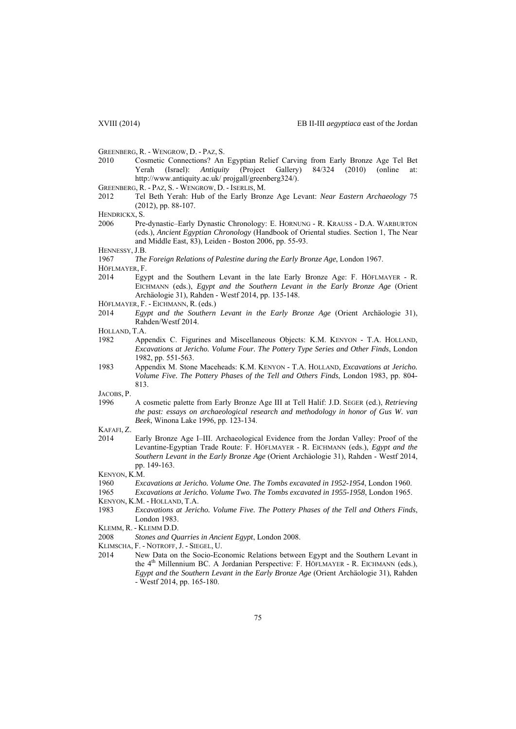GREENBERG, R. - WENGROW, D. - PAZ, S.

2010 Cosmetic Connections? An Egyptian Relief Carving from Early Bronze Age Tel Bet Yerah (Israel): *Antiquity* (Project Gallery) 84/324 (2010) (online at: http://www.antiquity.ac.uk/ projgall/greenberg324/).

GREENBERG, R. - PAZ, S. - WENGROW, D. - ISERLIS, M.

2012 Tel Beth Yerah: Hub of the Early Bronze Age Levant: *Near Eastern Archaeology* 75 (2012), pp. 88-107.

HENDRICKX, S.

2006 Pre-dynastic–Early Dynastic Chronology: E. HORNUNG - R. KRAUSS - D.A. WARBURTON (eds.), *Ancient Egyptian Chronology* (Handbook of Oriental studies. Section 1, The Near and Middle East, 83), Leiden - Boston 2006, pp. 55-93.

HENNESSY, J.B.

1967 *The Foreign Relations of Palestine during the Early Bronze Age*, London 1967.

HÖFLMAYER, F.

2014 Egypt and the Southern Levant in the late Early Bronze Age: F. HÖFLMAYER - R. EICHMANN (eds.), *Egypt and the Southern Levant in the Early Bronze Age* (Orient Archäologie 31), Rahden - Westf 2014, pp. 135-148.

HÖFLMAYER, F. - EICHMANN, R. (eds.)

2014 *Egypt and the Southern Levant in the Early Bronze Age* (Orient Archäologie 31), Rahden/Westf 2014.

HOLLAND, T.A.

1982 Appendix C. Figurines and Miscellaneous Objects: K.M. KENYON - T.A. HOLLAND, *Excavations at Jericho. Volume Four. The Pottery Type Series and Other Finds*, London 1982, pp. 551-563.

1983 Appendix M. Stone Maceheads: K.M. KENYON - T.A. HOLLAND, *Excavations at Jericho. Volume Five. The Pottery Phases of the Tell and Others Finds*, London 1983, pp. 804-813.

JACOBS, P.

1996 A cosmetic palette from Early Bronze Age III at Tell Halif: J.D. SEGER (ed.), *Retrieving the past: essays on archaeological research and methodology in honor of Gus W. van Beek*, Winona Lake 1996, pp. 123-134.

KAFAFI, Z.

2014 Early Bronze Age I–III. Archaeological Evidence from the Jordan Valley: Proof of the Levantine-Egyptian Trade Route: F. HÖFLMAYER - R. EICHMANN (eds.), *Egypt and the Southern Levant in the Early Bronze Age* (Orient Archäologie 31), Rahden - Westf 2014, pp. 149-163.

KENYON, K.M.

1960 *Excavations at Jericho. Volume One. The Tombs excavated in 1952-1954*, London 1960.

1965 *Excavations at Jericho. Volume Two. The Tombs excavated in 1955-1958*, London 1965.

KENYON, K.M. - HOLLAND, T.A.

1983 *Excavations at Jericho. Volume Five. The Pottery Phases of the Tell and Others Finds*, London 1983.

KLEMM, R. - KLEMM D.D.

2008 *Stones and Quarries in Ancient Egypt*, London 2008.

KLIMSCHA, F. - NOTROFF, J. - SIEGEL, U.

2014 New Data on the Socio-Economic Relations between Egypt and the Southern Levant in the 4th Millennium BC. A Jordanian Perspective: F. HÖFLMAYER - R. EICHMANN (eds.), *Egypt and the Southern Levant in the Early Bronze Age* (Orient Archäologie 31), Rahden - Westf 2014, pp. 165-180.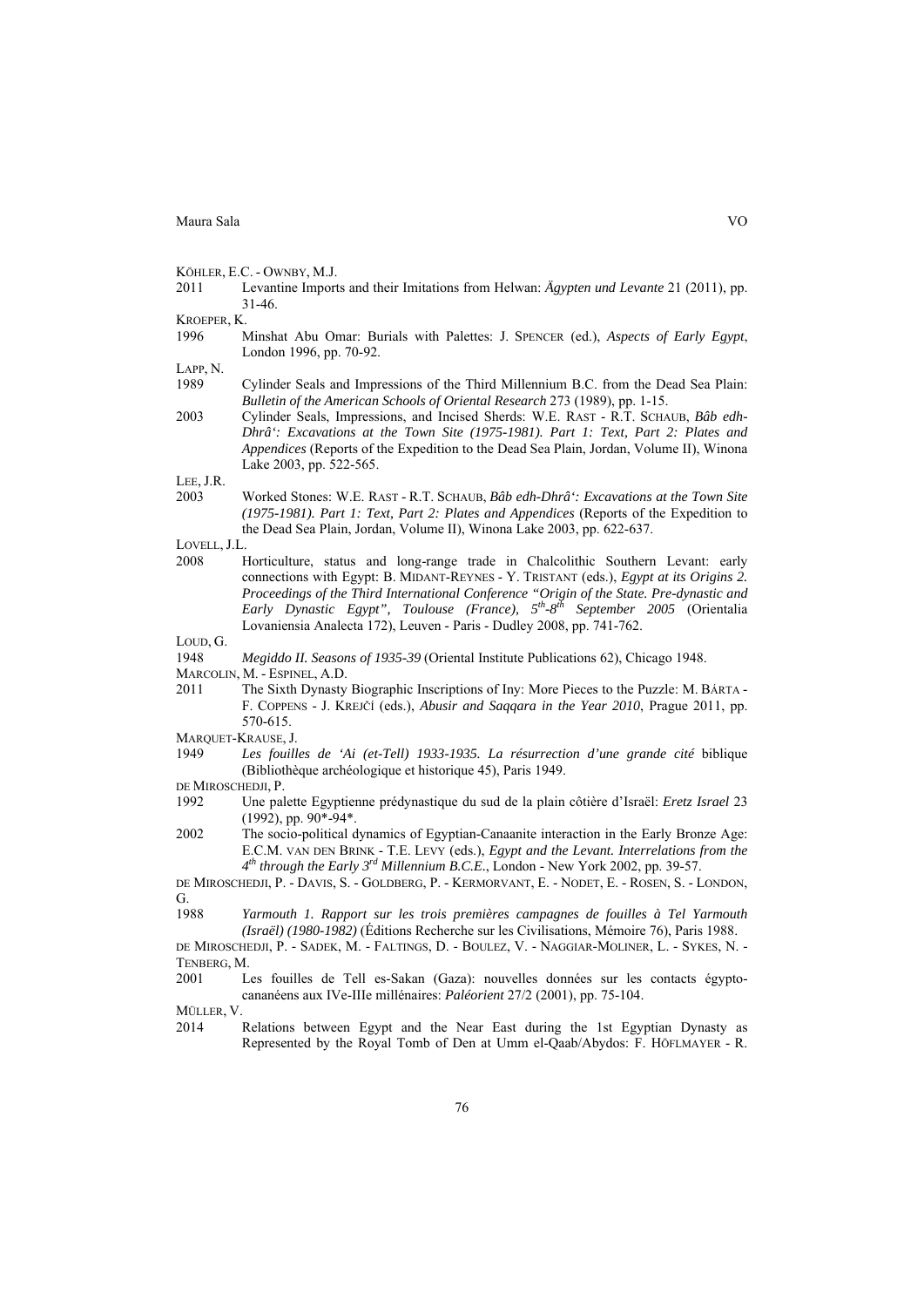KÖHLER, E.C. - OWNBY, M.J.

2011 Levantine Imports and their Imitations from Helwan: *Ägypten und Levante* 21 (2011), pp. 31-46.

KROEPER, K.

1996 Minshat Abu Omar: Burials with Palettes: J. SPENCER (ed.), *Aspects of Early Egypt*, London 1996, pp. 70-92.

LAPP, N.

1989 Cylinder Seals and Impressions of the Third Millennium B.C. from the Dead Sea Plain: *Bulletin of the American Schools of Oriental Research* 273 (1989), pp. 1-15.

2003 Cylinder Seals, Impressions, and Incised Sherds: W.E. RAST - R.T. SCHAUB, *Bâb edh-Dhrâ': Excavations at the Town Site (1975-1981). Part 1: Text, Part 2: Plates and Appendices* (Reports of the Expedition to the Dead Sea Plain, Jordan, Volume II), Winona Lake 2003, pp. 522-565.

LEE, J.R.

2003 Worked Stones: W.E. RAST - R.T. SCHAUB, *Bâb edh-Dhrâ': Excavations at the Town Site (1975-1981). Part 1: Text, Part 2: Plates and Appendices* (Reports of the Expedition to the Dead Sea Plain, Jordan, Volume II), Winona Lake 2003, pp. 622-637.

LOVELL, J.L.

2008 Horticulture, status and long-range trade in Chalcolithic Southern Levant: early connections with Egypt: B. MIDANT-REYNES - Y. TRISTANT (eds.), *Egypt at its Origins 2. Proceedings of the Third International Conference "Origin of the State. Pre-dynastic and Early Dynastic Egypt", Toulouse (France), 5th-8th September 2005* (Orientalia Lovaniensia Analecta 172), Leuven - Paris - Dudley 2008, pp. 741-762.

LOUD, G.

1948 *Megiddo II. Seasons of 1935-39* (Oriental Institute Publications 62), Chicago 1948.

MARCOLIN, M. - ESPINEL, A.D.

2011 The Sixth Dynasty Biographic Inscriptions of Iny: More Pieces to the Puzzle: M. BÁRTA - F. COPPENS - J. KREJČÍ (eds.), *Abusir and Saqqara in the Year 2010*, Prague 2011, pp. 570-615.

MARQUET-KRAUSE, J.

1949 *Les fouilles de 'Ai (et-Tell) 1933-1935. La résurrection d'une grande cité* biblique (Bibliothèque archéologique et historique 45), Paris 1949.

DE MIROSCHEDJI, P.

1992 Une palette Egyptienne prédynastique du sud de la plain côtière d'Israël: *Eretz Israel* 23 (1992), pp. 90\*-94\*.

2002 The socio-political dynamics of Egyptian-Canaanite interaction in the Early Bronze Age: E.C.M. VAN DEN BRINK - T.E. LEVY (eds.), *Egypt and the Levant. Interrelations from the 4th through the Early 3rd Millennium B.C.E.*, London - New York 2002, pp. 39-57.

DE MIROSCHEDJI, P. - DAVIS, S. - GOLDBERG, P. - KERMORVANT, E. - NODET, E. - ROSEN, S. - LONDON, G.

1988 *Yarmouth 1. Rapport sur les trois premières campagnes de fouilles à Tel Yarmouth (Israël) (1980-1982)* (Éditions Recherche sur les Civilisations, Mémoire 76), Paris 1988.

DE MIROSCHEDJI, P. - SADEK, M. - FALTINGS, D. - BOULEZ, V. - NAGGIAR-MOLINER, L. - SYKES, N. - TENBERG, M.

2001 Les fouilles de Tell es-Sakan (Gaza): nouvelles données sur les contacts égypto-cananéens aux IVe-IIIe millénaires: *Paléorient* 27/2 (2001), pp. 75-104.

MÜLLER, V.

2014 Relations between Egypt and the Near East during the 1st Egyptian Dynasty as Represented by the Royal Tomb of Den at Umm el-Qaab/Abydos: F. HÖFLMAYER - R.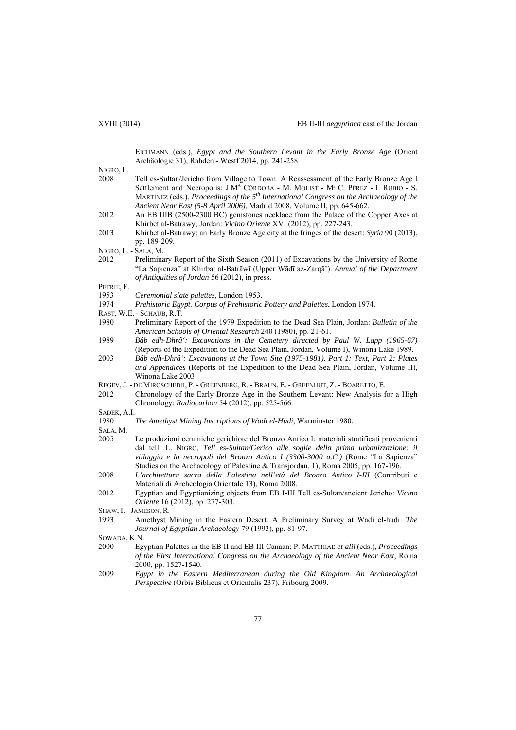EICHMANN (eds.), *Egypt and the Southern Levant in the Early Bronze Age* (Orient Archäologie 31), Rahden - Westf 2014, pp. 241-258.

NIGRO, L.

2008 Tell es-Sultan/Jericho from Village to Town: A Reassessment of the Early Bronze Age I Settlement and Necropolis: J.M^A CÓRDOBA - M. MOLIST - Mª C. PÉREZ - I. RUBIO - S. MARTÍNEZ (eds.), *Proceedings of the 5th International Congress on the Archaeology of the Ancient Near East (5-8 April 2006)*, Madrid 2008, Volume II, pp. 645-662.

2012 An EB IIIB (2500-2300 BC) gemstones necklace from the Palace of the Copper Axes at Khirbet al-Batrawy, Jordan: *Vicino Oriente* XVI (2012), pp. 227-243.

2013 Khirbet al-Batrawy: an Early Bronze Age city at the fringes of the desert: *Syria* 90 (2013), pp. 189-209.

NIGRO, L. - SALA, M.

2012 Preliminary Report of the Sixth Season (2011) of Excavations by the University of Rome "La Sapienza" at Khirbat al-Batrāwī (Upper Wādī az-Zarqā'): *Annual of the Department of Antiquities of Jordan* 56 (2012), in press.

PETRIE, F.

1953 *Ceremonial slate palettes*, London 1953.

1974 *Prehistoric Egypt. Corpus of Prehistoric Pottery and Palettes*, London 1974.

RAST, W.E. - SCHAUB, R.T.

1980 Preliminary Report of the 1979 Expedition to the Dead Sea Plain, Jordan: *Bulletin of the American Schools of Oriental Research* 240 (1980), pp. 21-61.

1989 *Bâb edh-Dhrâ': Excavations in the Cemetery directed by Paul W. Lapp (1965-67)* (Reports of the Expedition to the Dead Sea Plain, Jordan, Volume I), Winona Lake 1989.

2003 *Bâb edh-Dhrâ': Excavations at the Town Site (1975-1981). Part 1: Text, Part 2: Plates and Appendices* (Reports of the Expedition to the Dead Sea Plain, Jordan, Volume II), Winona Lake 2003.

REGEV, J. - DE MIROSCHEDJI, P. - GREENBERG, R. - BRAUN, E. - GREENHUT, Z. - BOARETTO, E.

2012 Chronology of the Early Bronze Age in the Southern Levant: New Analysis for a High Chronology: *Radiocarbon* 54 (2012), pp. 525-566.

SADEK, A.I.

1980 *The Amethyst Mining Inscriptions of Wadi el-Hudi*, Warminster 1980.

SALA, M.

2005 Le produzioni ceramiche gerichiote del Bronzo Antico I: materiali stratificati provenienti dal tell: L. NIGRO, *Tell es-Sultan/Gerico alle soglie della prima urbanizzazione: il villaggio e la necropoli del Bronzo Antico I (3300-3000 a.C.)* (Rome "La Sapienza" Studies on the Archaeology of Palestine & Transjordan, 1), Roma 2005, pp. 167-196.

2008 *L'architettura sacra della Palestina nell'età del Bronzo Antico I-III* (Contributi e Materiali di Archeologia Orientale 13), Roma 2008.

2012 Egyptian and Egyptianizing objects from EB I-III Tell es-Sultan/ancient Jericho: *Vicino Oriente* 16 (2012), pp. 277-303.

SHAW, I. - JAMESON, R.

1993 Amethyst Mining in the Eastern Desert: A Preliminary Survey at Wadi el-hudi: *The Journal of Egyptian Archaeology* 79 (1993), pp. 81-97.

SOWADA, K.N.

2000 Egyptian Palettes in the EB II and EB III Canaan: P. MATTHIAE *et alii* (eds.), *Proceedings of the First International Congress on the Archaeology of the Ancient Near East*, Roma 2000, pp. 1527-1540.

2009 *Egypt in the Eastern Mediterranean during the Old Kingdom. An Archaeological Perspective* (Orbis Biblicus et Orientalis 237), Fribourg 2009.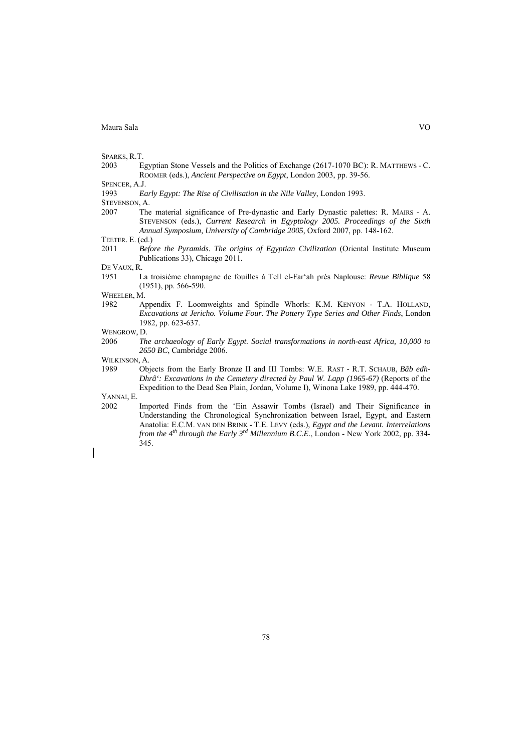SPARKS, R.T.

2003 Egyptian Stone Vessels and the Politics of Exchange (2617-1070 BC): R. MATTHEWS - C. ROOMER (eds.), *Ancient Perspective on Egypt*, London 2003, pp. 39-56.

SPENCER, A.J.

1993 *Early Egypt: The Rise of Civilisation in the Nile Valley*, London 1993.

STEVENSON, A.

2007 The material significance of Pre-dynastic and Early Dynastic palettes: R. MAIRS - A. STEVENSON (eds.), *Current Research in Egyptology 2005. Proceedings of the Sixth Annual Symposium, University of Cambridge 2005*, Oxford 2007, pp. 148-162.

TEETER. E. (ed.)

2011 *Before the Pyramids. The origins of Egyptian Civilization* (Oriental Institute Museum Publications 33), Chicago 2011.

DE VAUX, R.

1951 La troisième champagne de fouilles à Tell el-Far'ah près Naplouse: *Revue Biblique* 58 (1951), pp. 566-590.

WHEELER, M.

1982 Appendix F. Loomweights and Spindle Whorls: K.M. KENYON - T.A. HOLLAND, *Excavations at Jericho. Volume Four. The Pottery Type Series and Other Finds*, London 1982, pp. 623-637.

WENGROW, D.

2006 *The archaeology of Early Egypt. Social transformations in north-east Africa, 10,000 to 2650 BC*, Cambridge 2006.

WILKINSON, A.

1989 Objects from the Early Bronze II and III Tombs: W.E. RAST - R.T. SCHAUB, *Bâb edh-Dhrâ': Excavations in the Cemetery directed by Paul W. Lapp (1965-67)* (Reports of the Expedition to the Dead Sea Plain, Jordan, Volume I), Winona Lake 1989, pp. 444-470.

YANNAI, E.

2002 Imported Finds from the 'Ein Assawir Tombs (Israel) and Their Significance in Understanding the Chronological Synchronization between Israel, Egypt, and Eastern Anatolia: E.C.M. VAN DEN BRINK - T.E. LEVY (eds.), *Egypt and the Levant. Interrelations from the 4th through the Early 3rd Millennium B.C.E.*, London - New York 2002, pp. 334-345.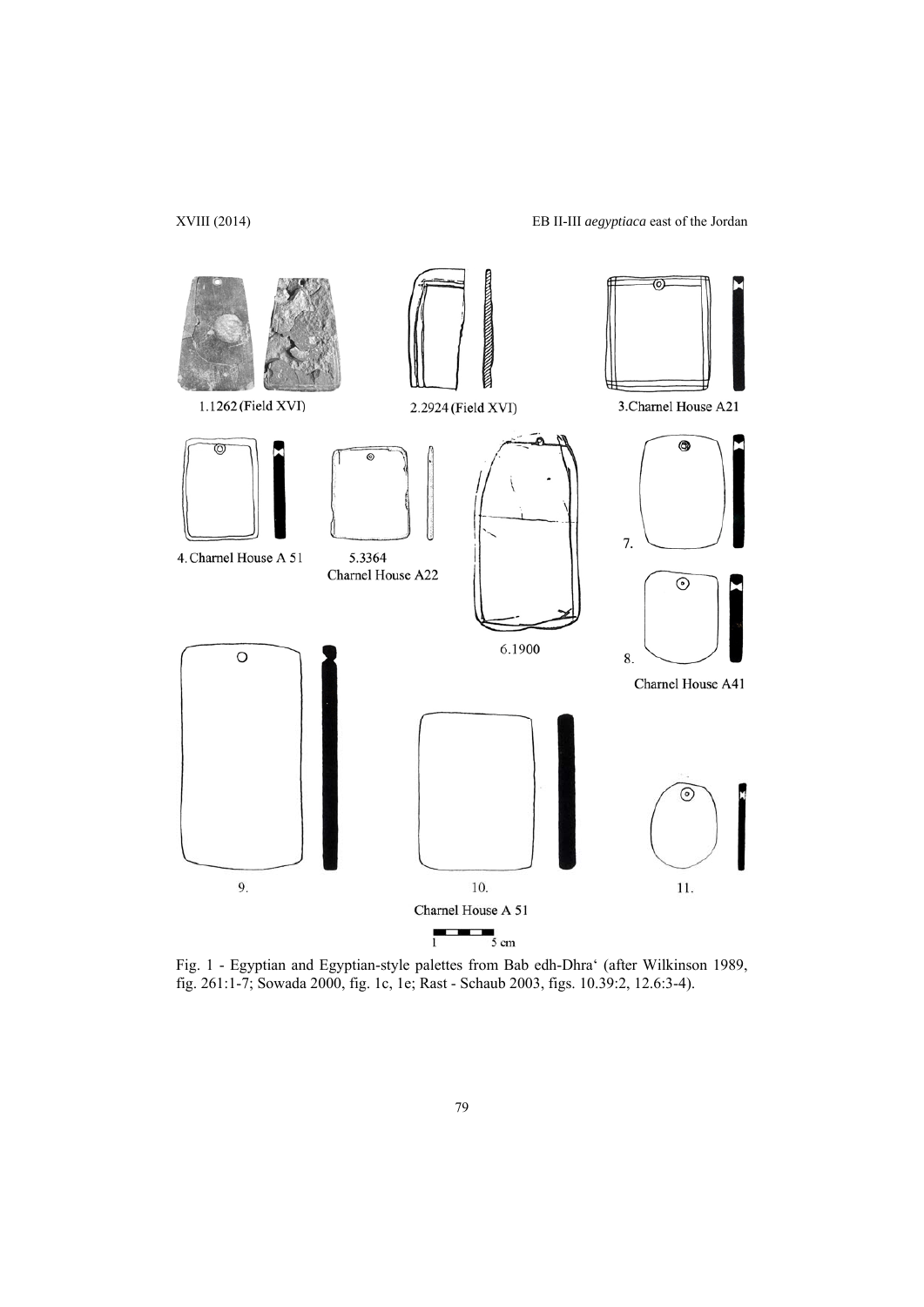Fig. 1 - Egyptian and Egyptian-style palettes from Bab edh-Dhra' (after Wilkinson 1989, fig. 261:1-7; Sowada 2000, fig. 1c, 1e; Rast - Schaub 2003, figs. 10.39:2, 12.6:3-4).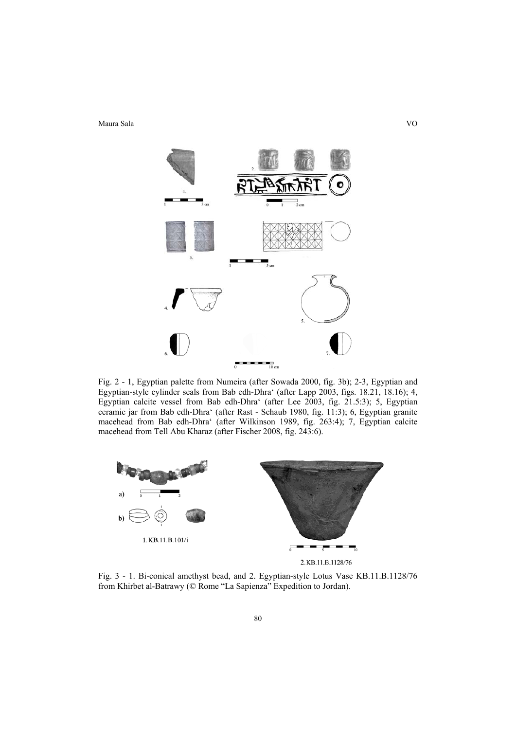Fig. 2 - 1, Egyptian palette from Numeira (after Sowada 2000, fig. 3b); 2-3, Egyptian and Egyptian-style cylinder seals from Bab edh-Dhra' (after Lapp 2003, figs. 18.21, 18.16); 4, Egyptian calcite vessel from Bab edh-Dhra' (after Lee 2003, fig. 21.5:3); 5, Egyptian ceramic jar from Bab edh-Dhra' (after Rast - Schaub 1980, fig. 11:3); 6, Egyptian granite macehead from Bab edh-Dhra' (after Wilkinson 1989, fig. 263:4); 7, Egyptian calcite macehead from Tell Abu Kharaz (after Fischer 2008, fig. 243:6).

Fig. 3 - 1. Bi-conical amethyst bead, and 2. Egyptian-style Lotus Vase KB.11.B.1128/76 from Khirbet al-Batrawy (© Rome "La Sapienza" Expedition to Jordan).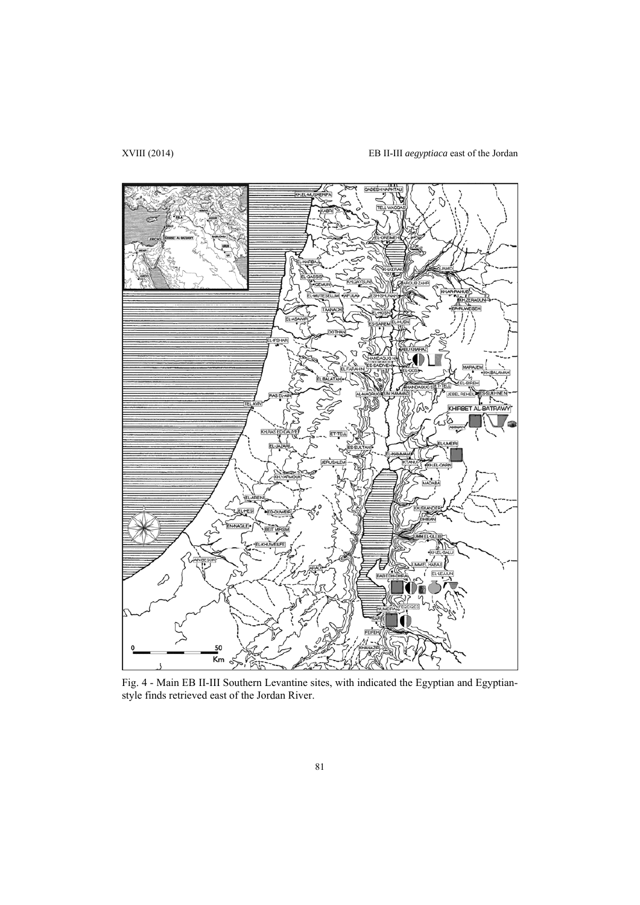Fig. 4 - Main EB II-III Southern Levantine sites, with indicated the Egyptian and Egyptian-style finds retrieved east of the Jordan River.